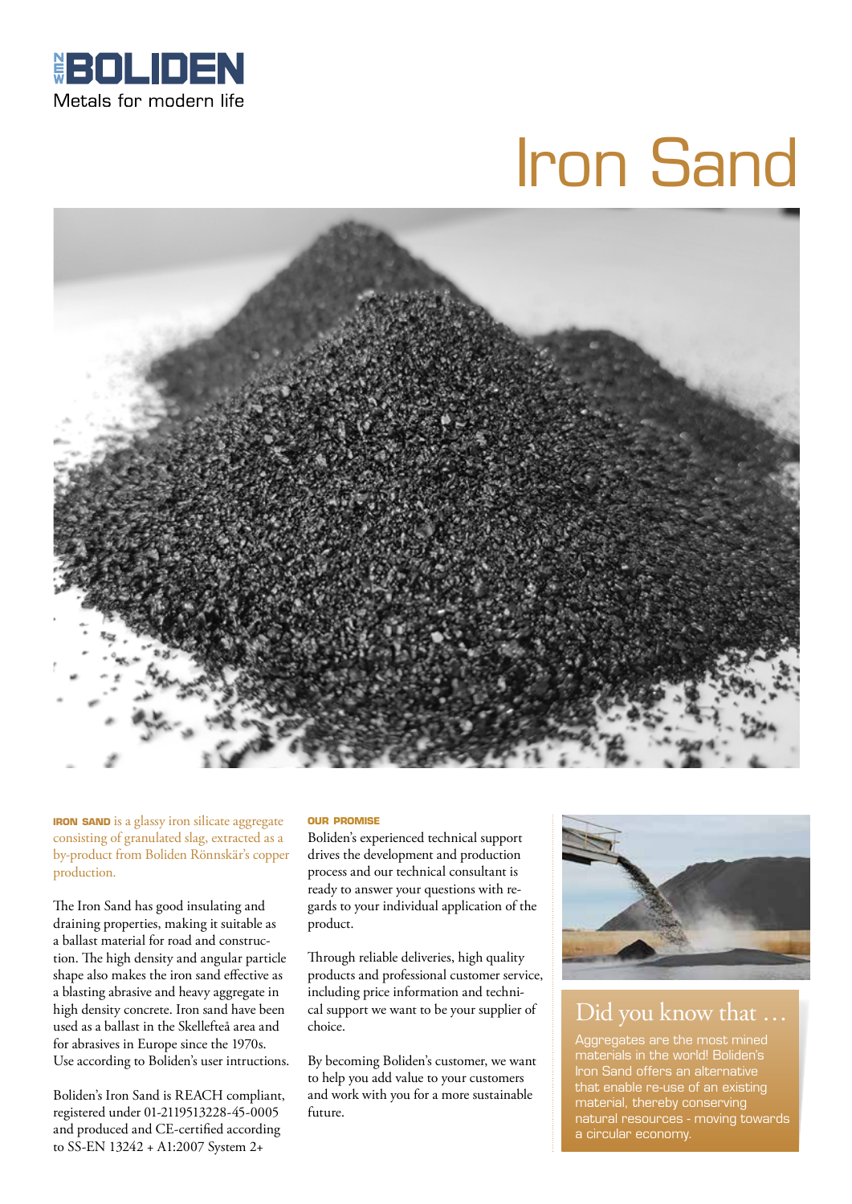BOLIDEN

Metals for modern life

# Iron Sand

**IRON SAND** is a glassy iron silicate aggregate consisting of granulated slag, extracted as a by-product from Boliden Rönnskär's copper production.

The Iron Sand has good insulating and draining properties, making it suitable as a ballast material for road and construction. The high density and angular particle shape also makes the iron sand effective as a blasting abrasive and heavy aggregate in high density concrete. Iron sand have been used as a ballast in the Skellefteå area and for abrasives in Europe since the 1970s. Use according to Boliden's user intructions.

Boliden's Iron Sand is REACH compliant, registered under 01-2119513228-45-0005 and produced and CE-certified according to SS-EN 13242 + A1:2007 System 2+

### OUR PROMISE

Boliden's experienced technical support drives the development and production process and our technical consultant is ready to answer your questions with regards to your individual application of the product.

Through reliable deliveries, high quality products and professional customer service, including price information and technical support we want to be your supplier of choice.

By becoming Boliden's customer, we want to help you add value to your customers and work with you for a more sustainable future.

## Did you know that …

Aggregates are the most mined materials in the world! Boliden's Iron Sand offers an alternative that enable re-use of an existing material, thereby conserving natural resources - moving towards a circular economy.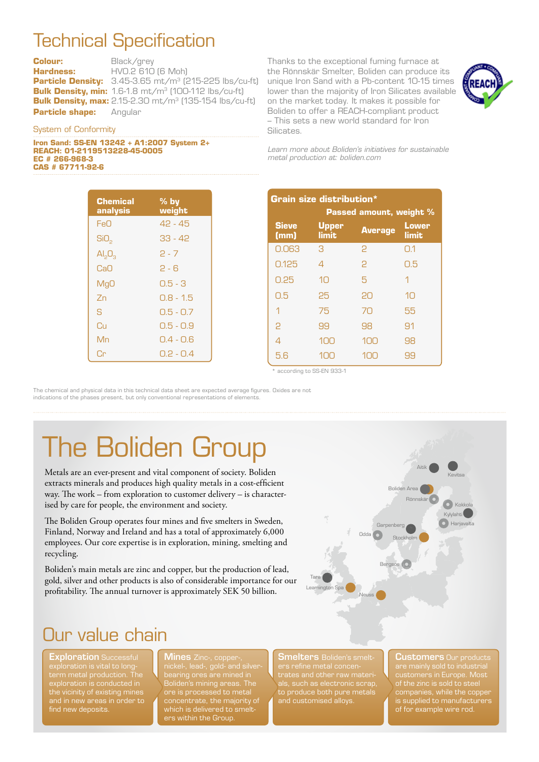# Technical Specification

**Colour:** Black/grey
**Hardness:** HV0.2 610 (6 Moh)
**Particle Density:** 3.45-3.65 mt/m³ (215-225 lbs/cu-ft)
**Bulk Density, min:** 1.6-1.8 mt/m³ (100-112 lbs/cu-ft)
**Bulk Density, max:** 2.15-2.30 mt/m³ (135-154 lbs/cu-ft)
**Particle shape:** Angular

System of Conformity

**Iron Sand: SS-EN 13242 + A1:2007 System 2+**
**REACH: 01-2119513228-45-0005**
**EC # 266-968-3**
**CAS # 67711-92-6**

Thanks to the exceptional fuming furnace at the Rönnskär Smelter, Boliden can produce its unique Iron Sand with a Pb-content 10-15 times lower than the majority of Iron Silicates available on the market today. It makes it possible for Boliden to offer a REACH-compliant product – This sets a new world standard for Iron Silicates.

*Learn more about Boliden's initiatives for sustainable metal production at: boliden.com*

| Chemical analysis | % by weight |
|---|---|
| FeO | 42 - 45 |
| $SiO_2$ | 33 - 42 |
| $Al_2O_3$ | 2 - 7 |
| CaO | 2 - 6 |
| MgO | 0.5 - 3 |
| Zn | 0.8 - 1.5 |
| S | 0.5 - 0.7 |
| Cu | 0.5 - 0.9 |
| Mn | 0.4 - 0.6 |
| Cr | 0.2 - 0.4 |

**Grain size distribution***

| Sieve (mm) | Passed amount, weight % Upper limit | Average | Lower limit |
|---|---|---|---|
| 0.063 | 3 | 2 | 0.1 |
| 0.125 | 4 | 2 | 0.5 |
| 0.25 | 10 | 5 | 1 |
| 0.5 | 25 | 20 | 10 |
| 1 | 75 | 70 | 55 |
| 2 | 99 | 98 | 91 |
| 4 | 100 | 100 | 98 |
| 5.6 | 100 | 100 | 99 |

\* according to SS-EN 933-1

The chemical and physical data in this technical data sheet are expected average figures. Oxides are not indications of the phases present, but only conventional representations of elements.

# The Boliden Group

Metals are an ever-present and vital component of society. Boliden extracts minerals and produces high quality metals in a cost-efficient way. The work – from exploration to customer delivery – is characterised by care for people, the environment and society.

The Boliden Group operates four mines and five smelters in Sweden, Finland, Norway and Ireland and has a total of approximately 6,000 employees. Our core expertise is in exploration, mining, smelting and recycling.

Boliden's main metals are zinc and copper, but the production of lead, gold, silver and other products is also of considerable importance for our profitability. The annual turnover is approximately SEK 50 billion.

Aitik
Kevitsa
Boliden Area
Rönnskär
Kokkola
Kylylahti
Harjavalta
Garpenberg
Odda
Stockholm
Bergsöe
Tara
Leamington Spa
Neuss

## Our value chain

**Exploration** Successful exploration is vital to long-term metal production. The exploration is conducted in the vicinity of existing mines and in new areas in order to find new deposits.

**Mines** Zinc-, copper-, nickel-, lead-, gold- and silver-bearing ores are mined in Boliden's mining areas. The ore is processed to metal concentrate, the majority of which is delivered to smelters within the Group.

**Smelters** Boliden's smelters refine metal concentrates and other raw materials, such as electronic scrap, to produce both pure metals and customised alloys.

**Customers** Our products are mainly sold to industrial customers in Europe. Most of the zinc is sold to steel companies, while the copper is supplied to manufacturers of for example wire rod.